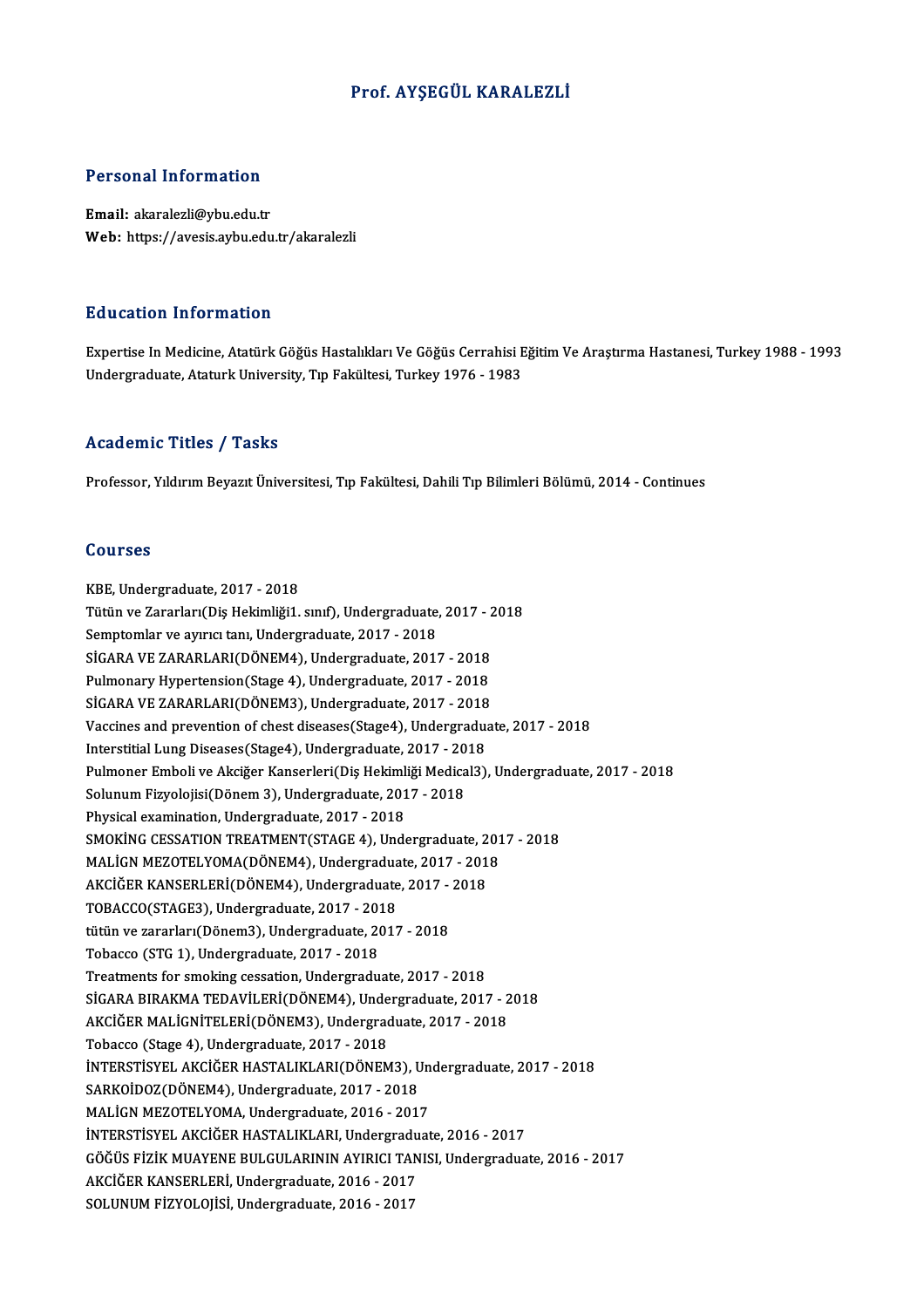# Prof. AYŞEGÜL KARALEZLİ

## Personal Information

**Email:** akaralezli@ybu.edu.tr
**Web:** https://avesis.aybu.edu.tr/akaralezli

## Education Information

Expertise In Medicine, Atatürk Göğüs Hastalıkları Ve Göğüs Cerrahisi Eğitim Ve Araştırma Hastanesi, Turkey 1988 - 1993
Undergraduate, Ataturk University, Tıp Fakültesi, Turkey 1976 - 1983

## Academic Titles / Tasks

Professor, Yıldırım Beyazıt Üniversitesi, Tıp Fakültesi, Dahili Tıp Bilimleri Bölümü, 2014 - Continues

## Courses

KBE, Undergraduate, 2017 - 2018
Tütün ve Zararları(Diş Hekimliği1. sınıf), Undergraduate, 2017 - 2018
Semptomlar ve ayırıcı tanı, Undergraduate, 2017 - 2018
SİGARA VE ZARARLARI(DÖNEM4), Undergraduate, 2017 - 2018
Pulmonary Hypertension(Stage 4), Undergraduate, 2017 - 2018
SİGARA VE ZARARLARI(DÖNEM3), Undergraduate, 2017 - 2018
Vaccines and prevention of chest diseases(Stage4), Undergraduate, 2017 - 2018
Interstitial Lung Diseases(Stage4), Undergraduate, 2017 - 2018
Pulmoner Emboli ve Akciğer Kanserleri(Diş Hekimliği Medical3), Undergraduate, 2017 - 2018
Solunum Fizyolojisi(Dönem 3), Undergraduate, 2017 - 2018
Physical examination, Undergraduate, 2017 - 2018
SMOKİNG CESSATION TREATMENT(STAGE 4), Undergraduate, 2017 - 2018
MALİGN MEZOTELYOMA(DÖNEM4), Undergraduate, 2017 - 2018
AKCİĞER KANSERLERİ(DÖNEM4), Undergraduate, 2017 - 2018
TOBACCO(STAGE3), Undergraduate, 2017 - 2018
tütün ve zararları(Dönem3), Undergraduate, 2017 - 2018
Tobacco (STG 1), Undergraduate, 2017 - 2018
Treatments for smoking cessation, Undergraduate, 2017 - 2018
SİGARA BIRAKMA TEDAVİLERİ(DÖNEM4), Undergraduate, 2017 - 2018
AKCİĞER MALİGNİTELERİ(DÖNEM3), Undergraduate, 2017 - 2018
Tobacco (Stage 4), Undergraduate, 2017 - 2018
İNTERSTİSYEL AKCİĞER HASTALIKLARI(DÖNEM3), Undergraduate, 2017 - 2018
SARKOİDOZ(DÖNEM4), Undergraduate, 2017 - 2018
MALİGN MEZOTELYOMA, Undergraduate, 2016 - 2017
İNTERSTİSYEL AKCİĞER HASTALIKLARI, Undergraduate, 2016 - 2017
GÖĞÜS FİZİK MUAYENE BULGULARININ AYIRICI TANISI, Undergraduate, 2016 - 2017
AKCİĞER KANSERLERİ, Undergraduate, 2016 - 2017
SOLUNUM FİZYOLOJİSİ, Undergraduate, 2016 - 2017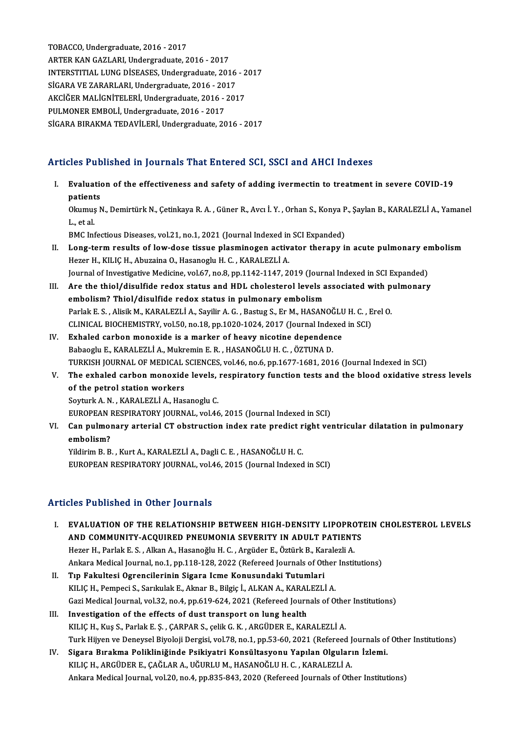TOBACCO, Undergraduate, 2016 - 2017
ARTER KAN GAZLARI, Undergraduate, 2016 - 2017
INTERSTITIAL LUNG DİSEASES, Undergraduate, 2016 - 2017
SİGARA VE ZARARLARI, Undergraduate, 2016 - 2017
AKCİĞER MALİGNİTELERİ, Undergraduate, 2016 - 2017
PULMONER EMBOLİ, Undergraduate, 2016 - 2017
SİGARA BIRAKMA TEDAVİLERİ, Undergraduate, 2016 - 2017

## Articles Published in Journals That Entered SCI, SSCI and AHCI Indexes

I. **Evaluation of the effectiveness and safety of adding ivermectin to treatment in severe COVID-19 patients**
Okumuş N., Demirtürk N., Çetinkaya R. A. , Güner R., Avcı İ. Y. , Orhan S., Konya P., Şaylan B., KARALEZLİ A., Yamanel L., et al.
BMC Infectious Diseases, vol.21, no.1, 2021 (Journal Indexed in SCI Expanded)

II. **Long-term results of low-dose tissue plasminogen activator therapy in acute pulmonary embolism**
Hezer H., KILIÇ H., Abuzaina O., Hasanoglu H. C. , KARALEZLİ A.
Journal of Investigative Medicine, vol.67, no.8, pp.1142-1147, 2019 (Journal Indexed in SCI Expanded)

III. **Are the thiol/disulfide redox status and HDL cholesterol levels associated with pulmonary embolism? Thiol/disulfide redox status in pulmonary embolism**
Parlak E. S. , Alisik M., KARALEZLİ A., Sayilir A. G. , Bastug S., Er M., HASANOĞLU H. C. , Erel O.
CLINICAL BIOCHEMISTRY, vol.50, no.18, pp.1020-1024, 2017 (Journal Indexed in SCI)

IV. **Exhaled carbon monoxide is a marker of heavy nicotine dependence**
Babaoglu E., KARALEZLİ A., Mukremin E. R. , HASANOĞLU H. C. , ÖZTUNA D.
TURKISH JOURNAL OF MEDICAL SCIENCES, vol.46, no.6, pp.1677-1681, 2016 (Journal Indexed in SCI)

V. **The exhaled carbon monoxide levels, respiratory function tests and the blood oxidative stress levels of the petrol station workers**
Soyturk A. N. , KARALEZLİ A., Hasanoglu C.
EUROPEAN RESPIRATORY JOURNAL, vol.46, 2015 (Journal Indexed in SCI)

VI. **Can pulmonary arterial CT obstruction index rate predict right ventricular dilatation in pulmonary embolism?**
Yildirim B. B. , Kurt A., KARALEZLİ A., Dagli C. E. , HASANOĞLU H. C.
EUROPEAN RESPIRATORY JOURNAL, vol.46, 2015 (Journal Indexed in SCI)

## Articles Published in Other Journals

I. **EVALUATION OF THE RELATIONSHIP BETWEEN HIGH-DENSITY LIPOPROTEIN CHOLESTEROL LEVELS AND COMMUNITY-ACQUIRED PNEUMONIA SEVERITY IN ADULT PATIENTS**
Hezer H., Parlak E. S. , Alkan A., Hasanoğlu H. C. , Argüder E., Öztürk B., Karalezli A.
Ankara Medical Journal, no.1, pp.118-128, 2022 (Refereed Journals of Other Institutions)

II. **Tıp Fakultesi Ogrencilerinin Sigara Icme Konusundaki Tutumlari**
KILIÇ H., Pempeci S., Sarıkulak E., Aknar B., Bilgiç İ., ALKAN A., KARALEZLİ A.
Gazi Medical Journal, vol.32, no.4, pp.619-624, 2021 (Refereed Journals of Other Institutions)

III. **Investigation of the effects of dust transport on lung health**
KILIÇ H., Kuş S., Parlak E. Ş. , ÇARPAR S., çelik G. K. , ARGÜDER E., KARALEZLİ A.
Turk Hijyen ve Deneysel Biyoloji Dergisi, vol.78, no.1, pp.53-60, 2021 (Refereed Journals of Other Institutions)

IV. **Sigara Bırakma Polikliniğinde Psikiyatri Konsültasyonu Yapılan Olguların İzlemi.**
KILIÇ H., ARGÜDER E., ÇAĞLAR A., UĞURLU M., HASANOĞLU H. C. , KARALEZLİ A.
Ankara Medical Journal, vol.20, no.4, pp.835-843, 2020 (Refereed Journals of Other Institutions)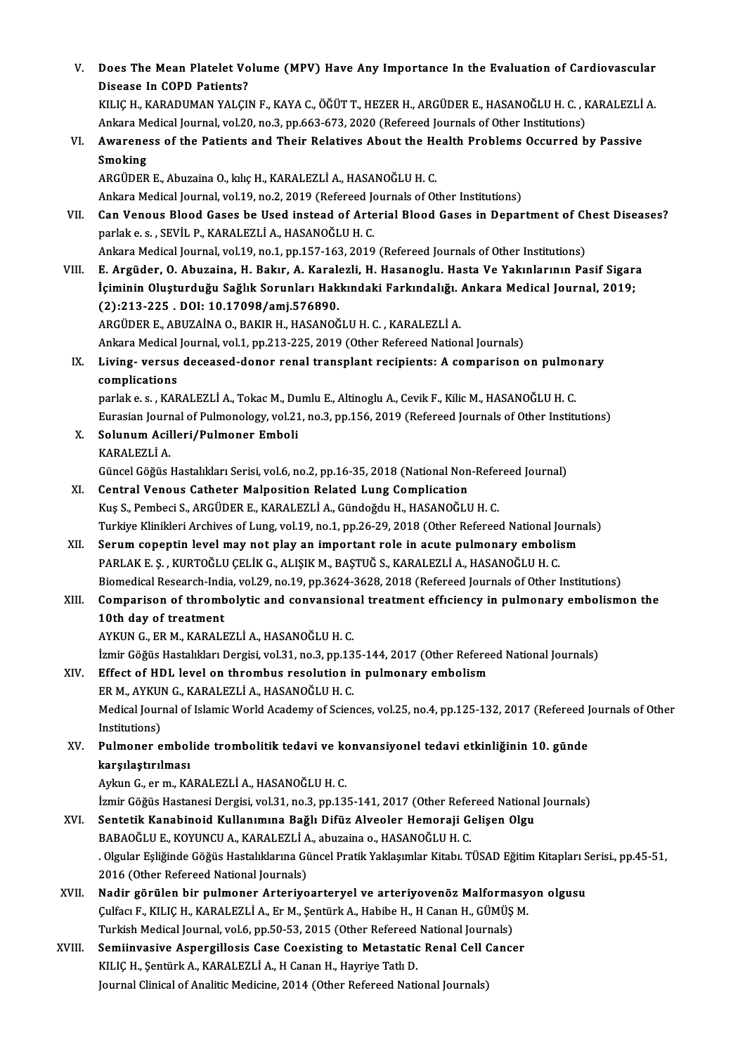V. **Does The Mean Platelet Volume (MPV) Have Any Importance In the Evaluation of Cardiovascular Disease In COPD Patients?**
KILIÇ H., KARADUMAN YALÇIN F., KAYA C., ÖĞÜT T., HEZER H., ARGÜDER E., HASANOĞLU H. C. , KARALEZLİ A.
Ankara Medical Journal, vol.20, no.3, pp.663-673, 2020 (Refereed Journals of Other Institutions)

VI. **Awareness of the Patients and Their Relatives About the Health Problems Occurred by Passive Smoking**
ARGÜDER E., Abuzaina O., kılıç H., KARALEZLİ A., HASANOĞLU H. C.
Ankara Medical Journal, vol.19, no.2, 2019 (Refereed Journals of Other Institutions)

VII. **Can Venous Blood Gases be Used instead of Arterial Blood Gases in Department of Chest Diseases?**
parlak e. s. , SEVİL P., KARALEZLİ A., HASANOĞLU H. C.
Ankara Medical Journal, vol.19, no.1, pp.157-163, 2019 (Refereed Journals of Other Institutions)

VIII. **E. Argüder, O. Abuzaina, H. Bakır, A. Karalezli, H. Hasanoglu. Hasta Ve Yakınlarının Pasif Sigara İçiminin Oluşturduğu Sağlık Sorunları Hakkındaki Farkındalığı. Ankara Medical Journal, 2019; (2):213-225 . DOI: 10.17098/amj.576890.**
ARGÜDER E., ABUZAİNA O., BAKIR H., HASANOĞLU H. C. , KARALEZLİ A.
Ankara Medical Journal, vol.1, pp.213-225, 2019 (Other Refereed National Journals)

IX. **Living- versus deceased-donor renal transplant recipients: A comparison on pulmonary complications**
parlak e. s. , KARALEZLİ A., Tokac M., Dumlu E., Altinoglu A., Cevik F., Kilic M., HASANOĞLU H. C.
Eurasian Journal of Pulmonology, vol.21, no.3, pp.156, 2019 (Refereed Journals of Other Institutions)

X. **Solunum Acilleri/Pulmoner Emboli**
KARALEZLİ A.
Güncel Göğüs Hastalıkları Serisi, vol.6, no.2, pp.16-35, 2018 (National Non-Refereed Journal)

XI. **Central Venous Catheter Malposition Related Lung Complication**
Kuş S., Pembeci S., ARGÜDER E., KARALEZLİ A., Gündoğdu H., HASANOĞLU H. C.
Turkiye Klinikleri Archives of Lung, vol.19, no.1, pp.26-29, 2018 (Other Refereed National Journals)

XII. **Serum copeptin level may not play an important role in acute pulmonary embolism**
PARLAK E. Ş. , KURTOĞLU ÇELİK G., ALIŞIK M., BAŞTUĞ S., KARALEZLİ A., HASANOĞLU H. C.
Biomedical Research-India, vol.29, no.19, pp.3624-3628, 2018 (Refereed Journals of Other Institutions)

XIII. **Comparison of thrombolytic and convansional treatment efficiency in pulmonary embolismon the 10th day of treatment**
AYKUN G., ER M., KARALEZLİ A., HASANOĞLU H. C.
İzmir Göğüs Hastalıkları Dergisi, vol.31, no.3, pp.135-144, 2017 (Other Refereed National Journals)

XIV. **Effect of HDL level on thrombus resolution in pulmonary embolism**
ER M., AYKUN G., KARALEZLİ A., HASANOĞLU H. C.
Medical Journal of Islamic World Academy of Sciences, vol.25, no.4, pp.125-132, 2017 (Refereed Journals of Other Institutions)

XV. **Pulmoner embolide trombolitik tedavi ve konvansiyonel tedavi etkinliğinin 10. günde karşılaştırılması**
Aykun G., er m., KARALEZLİ A., HASANOĞLU H. C.
İzmir Göğüs Hastanesi Dergisi, vol.31, no.3, pp.135-141, 2017 (Other Refereed National Journals)

XVI. **Sentetik Kanabinoid Kullanımına Bağlı Difüz Alveoler Hemoraji Gelişen Olgu**
BABAOĞLU E., KOYUNCU A., KARALEZLİ A., abuzaina o., HASANOĞLU H. C.
. Olgular Eşliğinde Göğüs Hastalıklarına Güncel Pratik Yaklaşımlar Kitabı. TÜSAD Eğitim Kitapları Serisi., pp.45-51, 2016 (Other Refereed National Journals)

XVII. **Nadir görülen bir pulmoner Arteriyoarteryel ve arteriyovenöz Malformasyon olgusu**
Çulfacı F., KILIÇ H., KARALEZLİ A., Er M., Şentürk A., Habibe H., H Canan H., GÜMÜŞ M.
Turkish Medical Journal, vol.6, pp.50-53, 2015 (Other Refereed National Journals)

XVIII. **Semiinvasive Aspergillosis Case Coexisting to Metastatic Renal Cell Cancer**
KILIÇ H., Şentürk A., KARALEZLİ A., H Canan H., Hayriye Tatlı D.
Journal Clinical of Analitic Medicine, 2014 (Other Refereed National Journals)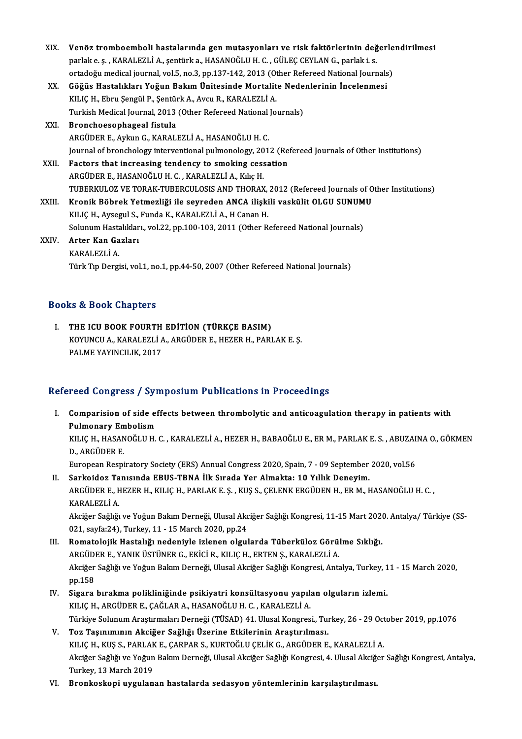XIX. **Venöz tromboemboli hastalarında gen mutasyonları ve risk faktörlerinin değerlendirilmesi**
parlak e. ş. , KARALEZLİ A., şentürk a., HASANOĞLU H. C. , GÜLEÇ CEYLAN G., parlak i. s.
ortadoğu medical journal, vol.5, no.3, pp.137-142, 2013 (Other Refereed National Journals)

XX. **Göğüs Hastalıkları Yoğun Bakım Ünitesinde Mortalite Nedenlerinin İncelenmesi**
KILIÇ H., Ebru Şengül P., Şentürk A., Avcu R., KARALEZLİ A.
Turkish Medical Journal, 2013 (Other Refereed National Journals)

XXI. **Bronchoesophageal fistula**
ARGÜDER E., Aykun G., KARALEZLİ A., HASANOĞLU H. C.
Journal of bronchology interventional pulmonology, 2012 (Refereed Journals of Other Institutions)

XXII. **Factors that increasing tendency to smoking cessation**
ARGÜDER E., HASANOĞLU H. C. , KARALEZLİ A., Kılıç H.
TUBERKULOZ VE TORAK-TUBERCULOSIS AND THORAX, 2012 (Refereed Journals of Other Institutions)

XXIII. **Kronik Böbrek Yetmezliği ile seyreden ANCA ilişkili vaskülit OLGU SUNUMU**
KILIÇ H., Aysegul S., Funda K., KARALEZLİ A., H Canan H.
Solunum Hastalıkları., vol.22, pp.100-103, 2011 (Other Refereed National Journals)

XXIV. **Arter Kan Gazları**
KARALEZLİ A.
Türk Tıp Dergisi, vol.1, no.1, pp.44-50, 2007 (Other Refereed National Journals)

## Books & Book Chapters

I. **THE ICU BOOK FOURTH EDİTİON (TÜRKÇE BASIM)**
KOYUNCU A., KARALEZLİ A., ARGÜDER E., HEZER H., PARLAK E. Ş.
PALME YAYINCILIK, 2017

## Refereed Congress / Symposium Publications in Proceedings

I. **Comparision of side effects between thrombolytic and anticoagulation therapy in patients with Pulmonary Embolism**
KILIÇ H., HASANOĞLU H. C. , KARALEZLİ A., HEZER H., BABAOĞLU E., ER M., PARLAK E. S. , ABUZAINA O., GÖKMEN D., ARGÜDER E.
European Respiratory Society (ERS) Annual Congress 2020, Spain, 7 - 09 September 2020, vol.56

II. **Sarkoidoz Tanısında EBUS-TBNA İlk Sırada Yer Almakta: 10 Yıllık Deneyim.**
ARGÜDER E., HEZER H., KILIÇ H., PARLAK E. Ş. , KUŞ S., ÇELENK ERGÜDEN H., ER M., HASANOĞLU H. C. , KARALEZLİ A.
Akciğer Sağlığı ve Yoğun Bakım Derneği, Ulusal Akciğer Sağlığı Kongresi, 11-15 Mart 2020. Antalya/ Türkiye (SS-021, sayfa:24), Turkey, 11 - 15 March 2020, pp.24

III. **Romatolojik Hastalığı nedeniyle izlenen olgularda Tüberküloz Görülme Sıklığı.**
ARGÜDER E., YANIK ÜSTÜNER G., EKİCİ R., KILIÇ H., ERTEN Ş., KARALEZLİ A.
Akciğer Sağlığı ve Yoğun Bakım Derneği, Ulusal Akciğer Sağlığı Kongresi, Antalya, Turkey, 11 - 15 March 2020, pp.158

IV. **Sigara bırakma polikliniğinde psikiyatri konsültasyonu yapılan olguların izlemi.**
KILIÇ H., ARGÜDER E., ÇAĞLAR A., HASANOĞLU H. C. , KARALEZLİ A.
Türkiye Solunum Araştırmaları Derneği (TÜSAD) 41. Ulusal Kongresi., Turkey, 26 - 29 October 2019, pp.1076

V. **Toz Taşınımının Akciğer Sağlığı Üzerine Etkilerinin Araştırılması.**
KILIÇ H., KUŞ S., PARLAK E., ÇARPAR S., KURTOĞLU ÇELİK G., ARGÜDER E., KARALEZLİ A.
Akciğer Sağlığı ve Yoğun Bakım Derneği, Ulusal Akciğer Sağlığı Kongresi, 4. Ulusal Akciğer Sağlığı Kongresi, Antalya, Turkey, 13 March 2019

VI. **Bronkoskopi uygulanan hastalarda sedasyon yöntemlerinin karşılaştırılması.**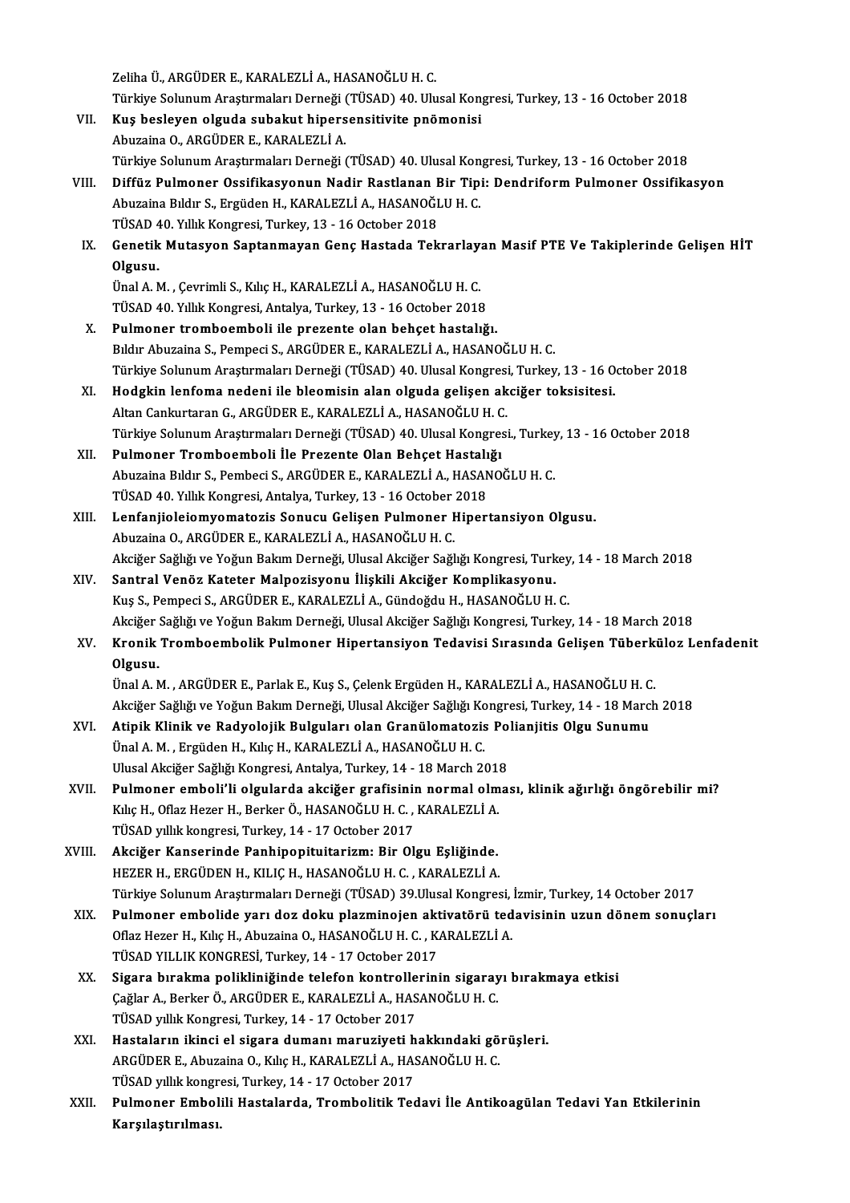Zeliha Ü., ARGÜDER E., KARALEZLİ A., HASANOĞLU H. C.
Türkiye Solunum Araştırmaları Derneği (TÜSAD) 40. Ulusal Kongresi, Turkey, 13 - 16 October 2018

VII. **Kuş besleyen olguda subakut hipersensitivite pnömonisi**
Abuzaina O., ARGÜDER E., KARALEZLİ A.
Türkiye Solunum Araştırmaları Derneği (TÜSAD) 40. Ulusal Kongresi, Turkey, 13 - 16 October 2018

VIII. **Diffüz Pulmoner Ossifikasyonun Nadir Rastlanan Bir Tipi: Dendriform Pulmoner Ossifikasyon**
Abuzaina Bıldır S., Ergüden H., KARALEZLİ A., HASANOĞLU H. C.
TÜSAD 40. Yıllık Kongresi, Turkey, 13 - 16 October 2018

IX. **Genetik Mutasyon Saptanmayan Genç Hastada Tekrarlayan Masif PTE Ve Takiplerinde Gelişen HİT Olgusu.**
Ünal A. M. , Çevrimli S., Kılıç H., KARALEZLİ A., HASANOĞLU H. C.
TÜSAD 40. Yıllık Kongresi, Antalya, Turkey, 13 - 16 October 2018

X. **Pulmoner tromboemboli ile prezente olan behçet hastalığı.**
Bıldır Abuzaina S., Pempeci S., ARGÜDER E., KARALEZLİ A., HASANOĞLU H. C.
Türkiye Solunum Araştırmaları Derneği (TÜSAD) 40. Ulusal Kongresi, Turkey, 13 - 16 October 2018

XI. **Hodgkin lenfoma nedeni ile bleomisin alan olguda gelişen akciğer toksisitesi.**
Altan Cankurtaran G., ARGÜDER E., KARALEZLİ A., HASANOĞLU H. C.
Türkiye Solunum Araştırmaları Derneği (TÜSAD) 40. Ulusal Kongresi., Turkey, 13 - 16 October 2018

XII. **Pulmoner Tromboemboli İle Prezente Olan Behçet Hastalığı**
Abuzaina Bıldır S., Pembeci S., ARGÜDER E., KARALEZLİ A., HASANOĞLU H. C.
TÜSAD 40. Yıllık Kongresi, Antalya, Turkey, 13 - 16 October 2018

XIII. **Lenfanjioleiomyomatozis Sonucu Gelişen Pulmoner Hipertansiyon Olgusu.**
Abuzaina O., ARGÜDER E., KARALEZLİ A., HASANOĞLU H. C.
Akciğer Sağlığı ve Yoğun Bakım Derneği, Ulusal Akciğer Sağlığı Kongresi, Turkey, 14 - 18 March 2018

XIV. **Santral Venöz Kateter Malpozisyonu İlişkili Akciğer Komplikasyonu.**
Kuş S., Pempeci S., ARGÜDER E., KARALEZLİ A., Gündoğdu H., HASANOĞLU H. C.
Akciğer Sağlığı ve Yoğun Bakım Derneği, Ulusal Akciğer Sağlığı Kongresi, Turkey, 14 - 18 March 2018

XV. **Kronik Tromboembolik Pulmoner Hipertansiyon Tedavisi Sırasında Gelişen Tüberküloz Lenfadenit Olgusu.**
Ünal A. M. , ARGÜDER E., Parlak E., Kuş S., Çelenk Ergüden H., KARALEZLİ A., HASANOĞLU H. C.
Akciğer Sağlığı ve Yoğun Bakım Derneği, Ulusal Akciğer Sağlığı Kongresi, Turkey, 14 - 18 March 2018

XVI. **Atipik Klinik ve Radyolojik Bulguları olan Granülomatozis Polianjitis Olgu Sunumu**
Ünal A. M. , Ergüden H., Kılıç H., KARALEZLİ A., HASANOĞLU H. C.
Ulusal Akciğer Sağlığı Kongresi, Antalya, Turkey, 14 - 18 March 2018

XVII. **Pulmoner emboli'li olgularda akciğer grafisinin normal olması, klinik ağırlığı öngörebilir mi?**
Kılıç H., Oflaz Hezer H., Berker Ö., HASANOĞLU H. C. , KARALEZLİ A.
TÜSAD yıllık kongresi, Turkey, 14 - 17 October 2017

XVIII. **Akciğer Kanserinde Panhipopituitarizm: Bir Olgu Eşliğinde.**
HEZER H., ERGÜDEN H., KILIÇ H., HASANOĞLU H. C. , KARALEZLİ A.
Türkiye Solunum Araştırmaları Derneği (TÜSAD) 39.Ulusal Kongresi, İzmir, Turkey, 14 October 2017

XIX. **Pulmoner embolide yarı doz doku plazminojen aktivatörü tedavisinin uzun dönem sonuçları**
Oflaz Hezer H., Kılıç H., Abuzaina O., HASANOĞLU H. C. , KARALEZLİ A.
TÜSAD YILLIK KONGRESİ, Turkey, 14 - 17 October 2017

XX. **Sigara bırakma polikliniğinde telefon kontrollerinin sigarayı bırakmaya etkisi**
Çağlar A., Berker Ö., ARGÜDER E., KARALEZLİ A., HASANOĞLU H. C.
TÜSAD yıllık Kongresi, Turkey, 14 - 17 October 2017

XXI. **Hastaların ikinci el sigara dumanı maruziyeti hakkındaki görüşleri.**
ARGÜDER E., Abuzaina O., Kılıç H., KARALEZLİ A., HASANOĞLU H. C.
TÜSAD yıllık kongresi, Turkey, 14 - 17 October 2017

XXII. **Pulmoner Embolili Hastalarda, Trombolitik Tedavi İle Antikoagülan Tedavi Yan Etkilerinin Karşılaştırılması.**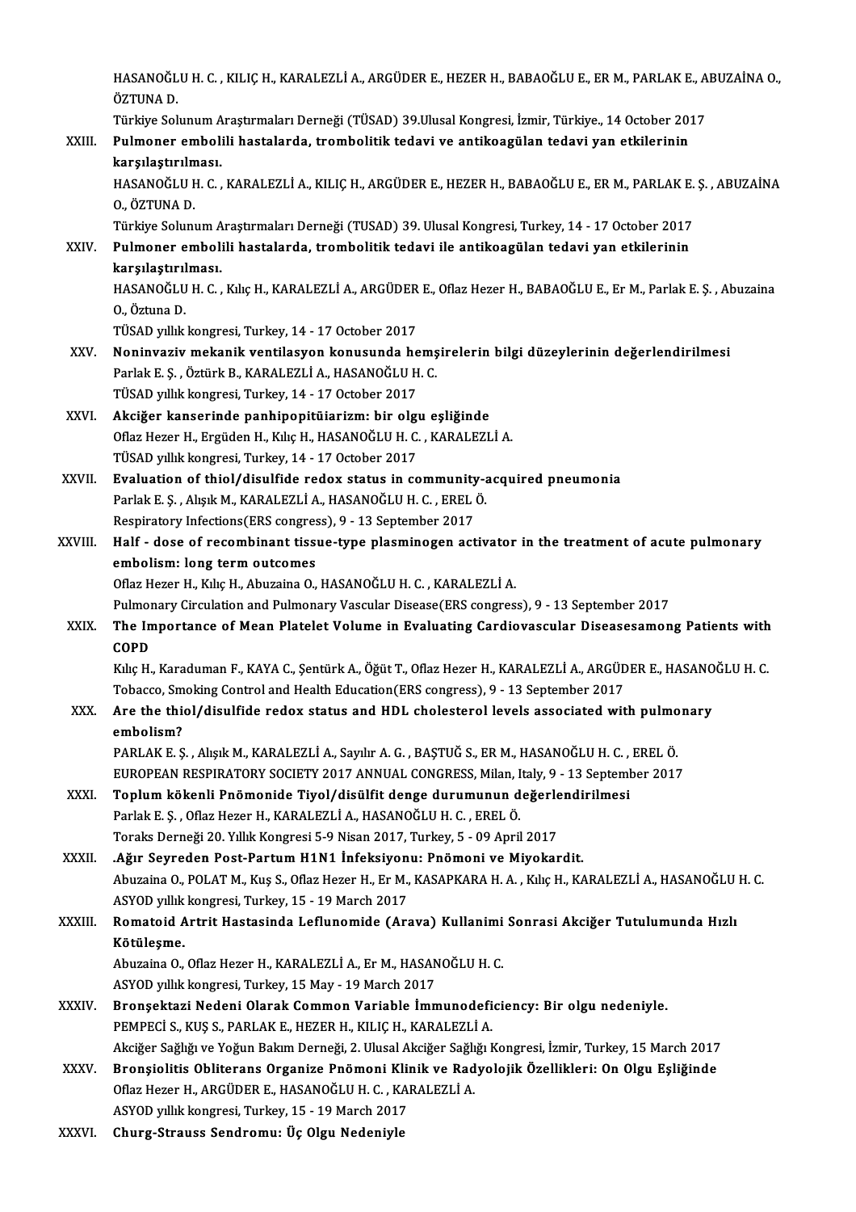HASANOĞLU H. C. , KILIÇ H., KARALEZLİ A., ARGÜDER E., HEZER H., BABAOĞLU E., ER M., PARLAK E., ABUZAİNA O., ÖZTUNA D.
Türkiye Solunum Araştırmaları Derneği (TÜSAD) 39.Ulusal Kongresi, İzmir, Türkiye., 14 October 2017

XXIII. **Pulmoner embolili hastalarda, trombolitik tedavi ve antikoagülan tedavi yan etkilerinin karşılaştırılması.**
HASANOĞLU H. C. , KARALEZLİ A., KILIÇ H., ARGÜDER E., HEZER H., BABAOĞLU E., ER M., PARLAK E. Ş. , ABUZAİNA O., ÖZTUNA D.
Türkiye Solunum Araştırmaları Derneği (TUSAD) 39. Ulusal Kongresi, Turkey, 14 - 17 October 2017

XXIV. **Pulmoner embolili hastalarda, trombolitik tedavi ile antikoagülan tedavi yan etkilerinin karşılaştırılması.**
HASANOĞLU H. C. , Kılıç H., KARALEZLİ A., ARGÜDER E., Oflaz Hezer H., BABAOĞLU E., Er M., Parlak E. Ş. , Abuzaina O., Öztuna D.
TÜSAD yıllık kongresi, Turkey, 14 - 17 October 2017

XXV. **Noninvaziv mekanik ventilasyon konusunda hemşirelerin bilgi düzeylerinin değerlendirilmesi**
Parlak E. Ş. , Öztürk B., KARALEZLİ A., HASANOĞLU H. C.
TÜSAD yıllık kongresi, Turkey, 14 - 17 October 2017

XXVI. **Akciğer kanserinde panhipopitüiarizm: bir olgu eşliğinde**
Oflaz Hezer H., Ergüden H., Kılıç H., HASANOĞLU H. C. , KARALEZLİ A.
TÜSAD yıllık kongresi, Turkey, 14 - 17 October 2017

XXVII. **Evaluation of thiol/disulfide redox status in community-acquired pneumonia**
Parlak E. Ş. , Alışık M., KARALEZLİ A., HASANOĞLU H. C. , EREL Ö.
Respiratory Infections(ERS congress), 9 - 13 September 2017

XXVIII. **Half - dose of recombinant tissue-type plasminogen activator in the treatment of acute pulmonary embolism: long term outcomes**
Oflaz Hezer H., Kılıç H., Abuzaina O., HASANOĞLU H. C. , KARALEZLİ A.
Pulmonary Circulation and Pulmonary Vascular Disease(ERS congress), 9 - 13 September 2017

XXIX. **The Importance of Mean Platelet Volume in Evaluating Cardiovascular Diseasesamong Patients with COPD**
Kılıç H., Karaduman F., KAYA C., Şentürk A., Öğüt T., Oflaz Hezer H., KARALEZLİ A., ARGÜDER E., HASANOĞLU H. C.
Tobacco, Smoking Control and Health Education(ERS congress), 9 - 13 September 2017

XXX. **Are the thiol/disulfide redox status and HDL cholesterol levels associated with pulmonary embolism?**
PARLAK E. Ş. , Alışık M., KARALEZLİ A., Sayılır A. G. , BAŞTUĞ S., ER M., HASANOĞLU H. C. , EREL Ö.
EUROPEAN RESPIRATORY SOCIETY 2017 ANNUAL CONGRESS, Milan, Italy, 9 - 13 September 2017

XXXI. **Toplum kökenli Pnömonide Tiyol/disülfit denge durumunun değerlendirilmesi**
Parlak E. Ş. , Oflaz Hezer H., KARALEZLİ A., HASANOĞLU H. C. , EREL Ö.
Toraks Derneği 20. Yıllık Kongresi 5-9 Nisan 2017, Turkey, 5 - 09 April 2017

XXXII. **.Ağır Seyreden Post-Partum H1N1 İnfeksiyonu: Pnömoni ve Miyokardit.**
Abuzaina O., POLAT M., Kuş S., Oflaz Hezer H., Er M., KASAPKARA H. A. , Kılıç H., KARALEZLİ A., HASANOĞLU H. C.
ASYOD yıllık kongresi, Turkey, 15 - 19 March 2017

XXXIII. **Romatoid Artrit Hastasinda Leflunomide (Arava) Kullanimi Sonrasi Akciğer Tutulumunda Hızlı Kötüleşme.**
Abuzaina O., Oflaz Hezer H., KARALEZLİ A., Er M., HASANOĞLU H. C.
ASYOD yıllık kongresi, Turkey, 15 May - 19 March 2017

XXXIV. **Bronşektazi Nedeni Olarak Common Variable İmmunodeficiency: Bir olgu nedeniyle.**
PEMPECİ S., KUŞ S., PARLAK E., HEZER H., KILIÇ H., KARALEZLİ A.
Akciğer Sağlığı ve Yoğun Bakım Derneği, 2. Ulusal Akciğer Sağlığı Kongresi, İzmir, Turkey, 15 March 2017

XXXV. **Bronşiolitis Obliterans Organize Pnömoni Klinik ve Radyolojik Özellikleri: On Olgu Eşliğinde**
Oflaz Hezer H., ARGÜDER E., HASANOĞLU H. C. , KARALEZLİ A.
ASYOD yıllık kongresi, Turkey, 15 - 19 March 2017

XXXVI. **Churg-Strauss Sendromu: Üç Olgu Nedeniyle**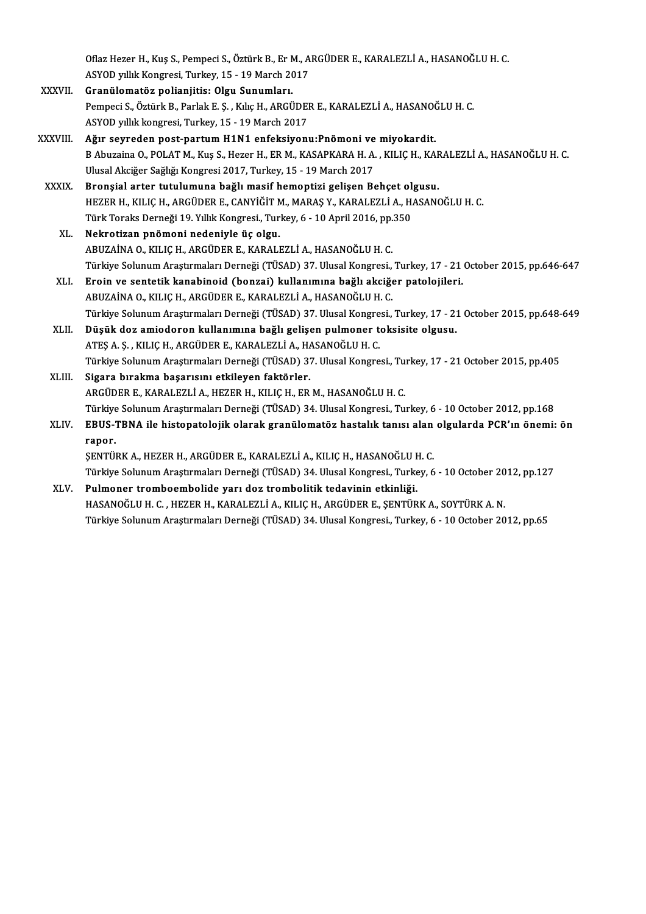Oflaz Hezer H., Kuş S., Pempeci S., Öztürk B., Er M., ARGÜDER E., KARALEZLİ A., HASANOĞLU H. C.
ASYOD yıllık Kongresi, Turkey, 15 - 19 March 2017

XXXVII. **Granülomatöz polianjitis: Olgu Sunumları.**
Pempeci S., Öztürk B., Parlak E. Ş. , Kılıç H., ARGÜDER E., KARALEZLİ A., HASANOĞLU H. C.
ASYOD yıllık kongresi, Turkey, 15 - 19 March 2017

XXXVIII. **Ağır seyreden post-partum H1N1 enfeksiyonu:Pnömoni ve miyokardit.**
B Abuzaina O., POLAT M., Kuş S., Hezer H., ER M., KASAPKARA H. A. , KILIÇ H., KARALEZLİ A., HASANOĞLU H. C.
Ulusal Akciğer Sağlığı Kongresi 2017, Turkey, 15 - 19 March 2017

XXXIX. **Bronşial arter tutulumuna bağlı masif hemoptizi gelişen Behçet olgusu.**
HEZER H., KILIÇ H., ARGÜDER E., CANYİĞİT M., MARAŞ Y., KARALEZLİ A., HASANOĞLU H. C.
Türk Toraks Derneği 19. Yıllık Kongresi., Turkey, 6 - 10 April 2016, pp.350

XL. **Nekrotizan pnömoni nedeniyle üç olgu.**
ABUZAİNA O., KILIÇ H., ARGÜDER E., KARALEZLİ A., HASANOĞLU H. C.
Türkiye Solunum Araştırmaları Derneği (TÜSAD) 37. Ulusal Kongresi., Turkey, 17 - 21 October 2015, pp.646-647

XLI. **Eroin ve sentetik kanabinoid (bonzai) kullanımına bağlı akciğer patolojileri.**
ABUZAİNA O., KILIÇ H., ARGÜDER E., KARALEZLİ A., HASANOĞLU H. C.
Türkiye Solunum Araştırmaları Derneği (TÜSAD) 37. Ulusal Kongresi., Turkey, 17 - 21 October 2015, pp.648-649

XLII. **Düşük doz amiodoron kullanımına bağlı gelişen pulmoner toksisite olgusu.**
ATEŞ A. Ş. , KILIÇ H., ARGÜDER E., KARALEZLİ A., HASANOĞLU H. C.
Türkiye Solunum Araştırmaları Derneği (TÜSAD) 37. Ulusal Kongresi., Turkey, 17 - 21 October 2015, pp.405

XLIII. **Sigara bırakma başarısını etkileyen faktörler.**
ARGÜDER E., KARALEZLİ A., HEZER H., KILIÇ H., ER M., HASANOĞLU H. C.
Türkiye Solunum Araştırmaları Derneği (TÜSAD) 34. Ulusal Kongresi., Turkey, 6 - 10 October 2012, pp.168

XLIV. **EBUS-TBNA ile histopatolojik olarak granülomatöz hastalık tanısı alan olgularda PCR'ın önemi: ön rapor.**
ŞENTÜRK A., HEZER H., ARGÜDER E., KARALEZLİ A., KILIÇ H., HASANOĞLU H. C.
Türkiye Solunum Araştırmaları Derneği (TÜSAD) 34. Ulusal Kongresi., Turkey, 6 - 10 October 2012, pp.127

XLV. **Pulmoner tromboembolide yarı doz trombolitik tedavinin etkinliği.**
HASANOĞLU H. C. , HEZER H., KARALEZLİ A., KILIÇ H., ARGÜDER E., ŞENTÜRK A., SOYTÜRK A. N.
Türkiye Solunum Araştırmaları Derneği (TÜSAD) 34. Ulusal Kongresi., Turkey, 6 - 10 October 2012, pp.65